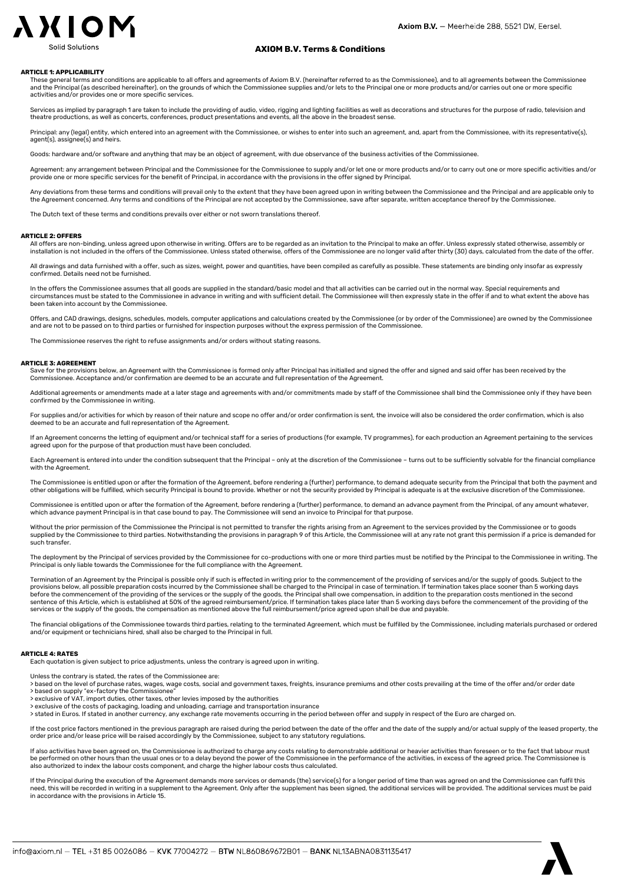# AXIOM B.V. Terms & Conditions

### ARTICLE 1: APPLICABILITY

These general terms and conditions are applicable to all offers and agreements of Axiom B.V. (hereinafter referred to as the Commissionee), and to all agreements between the Commissionee and the Principal (as described hereinafter), on the grounds of which the Commissionee supplies and/or lets to the Principal one or more products and/or carries out one or more specific activities and/or provides one or more specific services.

Services as implied by paragraph 1 are taken to include the providing of audio, video, rigging and lighting facilities as well as decorations and structures for the purpose of radio, television and theatre productions, as well as concerts, conferences, product presentations and events, all the above in the broadest sense.

Principal: any (legal) entity, which entered into an agreement with the Commissionee, or wishes to enter into such an agreement, and, apart from the Commissionee, with its representative(s), agent(s), assignee(s) and heirs.

Goods: hardware and/or software and anything that may be an object of agreement, with due observance of the business activities of the Commissionee.

Agreement: any arrangement between Principal and the Commissionee for the Commissionee to supply and/or let one or more products and/or to carry out one or more specific activities and/or provide one or more specific services for the benefit of Principal, in accordance with the provisions in the offer signed by Principal.

Any deviations from these terms and conditions will prevail only to the extent that they have been agreed upon in writing between the Commissionee and the Principal and are applicable only to the Agreement concerned. Any terms and conditions of the Principal are not accepted by the Commissionee, save after separate, written acceptance thereof by the Commissionee.

The Dutch text of these terms and conditions prevails over either or not sworn translations thereof.

### ARTICLE 2: OFFERS

All offers are non-binding, unless agreed upon otherwise in writing. Offers are to be regarded as an invitation to the Principal to make an offer. Unless expressly stated otherwise, assembly or installation is not included in the offers of the Commissionee. Unless stated otherwise, offers of the Commissionee are no longer valid after thirty (30) days, calculated from the date of the offer.

All drawings and data furnished with a offer, such as sizes, weight, power and quantities, have been compiled as carefully as possible. These statements are binding only insofar as expressly confirmed. Details need not be furnished.

In the offers the Commissionee assumes that all goods are supplied in the standard/basic model and that all activities can be carried out in the normal way. Special requirements and circumstances must be stated to the Commissionee in advance in writing and with sufficient detail. The Commissionee will then expressly state in the offer if and to what extent the above has been taken into account by the Commissionee.

Offers, and CAD drawings, designs, schedules, models, computer applications and calculations created by the Commissionee (or by order of the Commissionee) are owned by the Commissionee and are not to be passed on to third parties or furnished for inspection purposes without the express permission of the Commissionee.

The Commissionee reserves the right to refuse assignments and/or orders without stating reasons.

### ARTICLE 3: AGREEMENT

Save for the provisions below, an Agreement with the Commissionee is formed only after Principal has initialled and signed the offer and signed and said offer has been received by the Commissionee. Acceptance and/or confirmation are deemed to be an accurate and full representation of the Agreement.

Additional agreements or amendments made at a later stage and agreements with and/or commitments made by staff of the Commissionee shall bind the Commissionee only if they have been confirmed by the Commissionee in writing.

For supplies and/or activities for which by reason of their nature and scope no offer and/or order confirmation is sent, the invoice will also be considered the order confirmation, which is also deemed to be an accurate and full representation of the Agreement.

If an Agreement concerns the letting of equipment and/or technical staff for a series of productions (for example, TV programmes), for each production an Agreement pertaining to the services agreed upon for the purpose of that production must have been concluded.

Each Agreement is entered into under the condition subsequent that the Principal – only at the discretion of the Commissionee – turns out to be sufficiently solvable for the financial compliance with the Agreement.

The Commissionee is entitled upon or after the formation of the Agreement, before rendering a (further) performance, to demand adequate security from the Principal that both the payment and other obligations will be fulfilled, which security Principal is bound to provide. Whether or not the security provided by Principal is adequate is at the exclusive discretion of the Commissionee.

Commissionee is entitled upon or after the formation of the Agreement, before rendering a (further) performance, to demand an advance payment from the Principal, of any amount whatever, which advance payment Principal is in that case bound to pay. The Commissionee will send an invoice to Principal for that purpose.

Without the prior permission of the Commissionee the Principal is not permitted to transfer the rights arising from an Agreement to the services provided by the Commissionee or to goods supplied by the Commissionee to third parties. Notwithstanding the provisions in paragraph 9 of this Article, the Commissionee will at any rate not grant this permission if a price is demanded for such transfer.

The deployment by the Principal of services provided by the Commissionee for co-productions with one or more third parties must be notified by the Principal to the Commissionee in writing. The Principal is only liable towards the Commissionee for the full compliance with the Agreement.

Termination of an Agreement by the Principal is possible only if such is effected in writing prior to the commencement of the providing of services and/or the supply of goods. Subject to the provisions below, all possible preparation costs incurred by the Commissionee shall be charged to the Principal in case of termination. If termination takes place sooner than 5 working days before the commencement of the providing of the services or the supply of the goods, the Principal shall owe compensation, in addition to the preparation costs mentioned in the second sentence of this Article, which is established at 50% of the agreed reimbursement/price. If termination takes place later than 5 working days before the commencement of the providing of the services or the supply of the goods, the compensation as mentioned above the full reimbursement/price agreed upon shall be due and payable.

The financial obligations of the Commissionee towards third parties, relating to the terminated Agreement, which must be fulfilled by the Commissionee, including materials purchased or ordered and/or equipment or technicians hired, shall also be charged to the Principal in full.

### ARTICLE 4: RATES

Each quotation is given subject to price adjustments, unless the contrary is agreed upon in writing.

Unless the contrary is stated, the rates of the Commissionee are:

> based on the level of purchase rates, wages, wage costs, social and government taxes, freights, insurance premiums and other costs prevailing at the time of the offer and/or order date
> based on supply "ex-factory the Commissionee"
> exclusive of VAT, import duties, other taxes, other levies imposed by the authorities
> exclusive of the costs of packaging, loading and unloading, carriage and transportation insurance
> stated in Euros. If stated in another currency, any exchange rate movements occurring in the period between offer and supply in respect of the Euro are charged on.

If the cost price factors mentioned in the previous paragraph are raised during the period between the date of the offer and the date of the supply and/or actual supply of the leased property, the order price and/or lease price will be raised accordingly by the Commissionee, subject to any statutory regulations.

If also activities have been agreed on, the Commissionee is authorized to charge any costs relating to demonstrable additional or heavier activities than foreseen or to the fact that labour must be performed on other hours than the usual ones or to a delay beyond the power of the Commissionee in the performance of the activities, in excess of the agreed price. The Commissionee is also authorized to index the labour costs component, and charge the higher labour costs thus calculated.

If the Principal during the execution of the Agreement demands more services or demands (the) service(s) for a longer period of time than was agreed on and the Commissionee can fulfil this need, this will be recorded in writing in a supplement to the Agreement. Only after the supplement has been signed, the additional services will be provided. The additional services must be paid in accordance with the provisions in Article 15.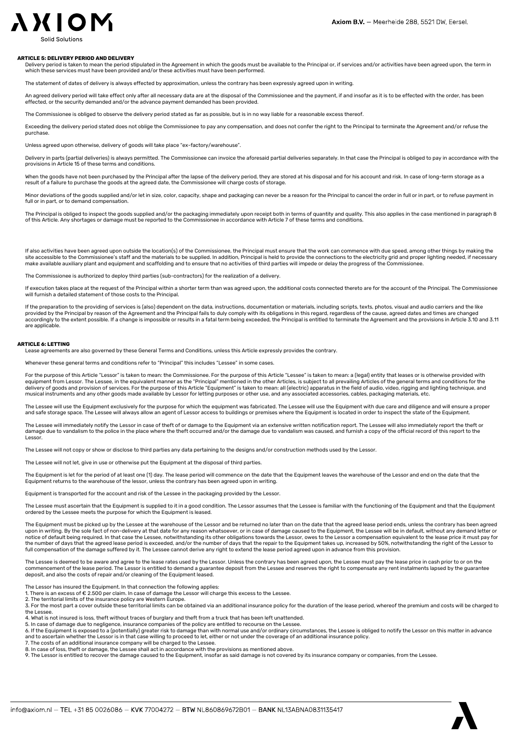### ARTICLE 5: DELIVERY PERIOD AND DELIVERY

Delivery period is taken to mean the period stipulated in the Agreement in which the goods must be available to the Principal or, if services and/or activities have been agreed upon, the term in which these services must have been provided and/or these activities must have been performed.

The statement of dates of delivery is always effected by approximation, unless the contrary has been expressly agreed upon in writing.

An agreed delivery period will take effect only after all necessary data are at the disposal of the Commissionee and the payment, if and insofar as it is to be effected with the order, has been effected, or the security demanded and/or the advance payment demanded has been provided.

The Commissionee is obliged to observe the delivery period stated as far as possible, but is in no way liable for a reasonable excess thereof.

Exceeding the delivery period stated does not oblige the Commissionee to pay any compensation, and does not confer the right to the Principal to terminate the Agreement and/or refuse the purchase.

Unless agreed upon otherwise, delivery of goods will take place "ex-factory/warehouse".

Delivery in parts (partial deliveries) is always permitted. The Commissionee can invoice the aforesaid partial deliveries separately. In that case the Principal is obliged to pay in accordance with the provisions in Article 15 of these terms and conditions.

When the goods have not been purchased by the Principal after the lapse of the delivery period, they are stored at his disposal and for his account and risk. In case of long-term storage as a result of a failure to purchase the goods at the agreed date, the Commissionee will charge costs of storage.

Minor deviations of the goods supplied and/or let in size, color, capacity, shape and packaging can never be a reason for the Principal to cancel the order in full or in part, or to refuse payment in full or in part, or to demand compensation.

The Principal is obliged to inspect the goods supplied and/or the packaging immediately upon receipt both in terms of quantity and quality. This also applies in the case mentioned in paragraph 8 of this Article. Any shortages or damage must be reported to the Commissionee in accordance with Article 7 of these terms and conditions.

If also activities have been agreed upon outside the location(s) of the Commissionee, the Principal must ensure that the work can commence with due speed, among other things by making the site accessible to the Commissionee's staff and the materials to be supplied. In addition, Principal is held to provide the connections to the electricity grid and proper lighting needed, if necessary make available auxiliary plant and equipment and scaffolding and to ensure that no activities of third parties will impede or delay the progress of the Commissionee.

The Commissionee is authorized to deploy third parties (sub-contractors) for the realization of a delivery.

If execution takes place at the request of the Principal within a shorter term than was agreed upon, the additional costs connected thereto are for the account of the Principal. The Commissionee will furnish a detailed statement of those costs to the Principal.

If the preparation to the providing of services is (also) dependent on the data, instructions, documentation or materials, including scripts, texts, photos, visual and audio carriers and the like provided by the Principal by reason of the Agreement and the Principal fails to duly comply with its obligations in this regard, regardless of the cause, agreed dates and times are changed accordingly to the extent possible. If a change is impossible or results in a fatal term being exceeded, the Principal is entitled to terminate the Agreement and the provisions in Article 3.10 and 3.11 are applicable.

### ARTICLE 6: LETTING

Lease agreements are also governed by these General Terms and Conditions, unless this Article expressly provides the contrary.

Whenever these general terms and conditions refer to "Principal" this includes "Lessee" in some cases.

For the purpose of this Article "Lessor" is taken to mean: the Commissionee. For the purpose of this Article "Lessee" is taken to mean: a (legal) entity that leases or is otherwise provided with equipment from Lessor. The Lessee, in the equivalent manner as the "Principal" mentioned in the other Articles, is subject to all prevailing Articles of the general terms and conditions for the delivery of goods and provision of services. For the purpose of this Article "Equipment" is taken to mean: all (electric) apparatus in the field of audio, video, rigging and lighting technique, and musical instruments and any other goods made available by Lessor for letting purposes or other use, and any associated accessories, cables, packaging materials, etc.

The Lessee will use the Equipment exclusively for the purpose for which the equipment was fabricated. The Lessee will use the Equipment with due care and diligence and will ensure a proper and safe storage space. The Lessee will always allow an agent of Lessor access to buildings or premises where the Equipment is located in order to inspect the state of the Equipment.

The Lessee will immediately notify the Lessor in case of theft of or damage to the Equipment via an extensive written notification report. The Lessee will also immediately report the theft or damage due to vandalism to the police in the place where the theft occurred and/or the damage due to vandalism was caused, and furnish a copy of the official record of this report to the Lessor.

The Lessee will not copy or show or disclose to third parties any data pertaining to the designs and/or construction methods used by the Lessor.

The Lessee will not let, give in use or otherwise put the Equipment at the disposal of third parties.

The Equipment is let for the period of at least one (1) day. The lease period will commence on the date that the Equipment leaves the warehouse of the Lessor and end on the date that the Equipment returns to the warehouse of the lessor, unless the contrary has been agreed upon in writing.

Equipment is transported for the account and risk of the Lessee in the packaging provided by the Lessor.

The Lessee must ascertain that the Equipment is supplied to it in a good condition. The Lessor assumes that the Lessee is familiar with the functioning of the Equipment and that the Equipment ordered by the Lessee meets the purpose for which the Equipment is leased.

The Equipment must be picked up by the Lessee at the warehouse of the Lessor and be returned no later than on the date that the agreed lease period ends, unless the contrary has been agreed upon in writing. By the sole fact of non-delivery at that date for any reason whatsoever, or in case of damage caused to the Equipment, the Lessee will be in default, without any demand letter or notice of default being required. In that case the Lessee, notwithstanding its other obligations towards the Lessor, owes to the Lessor a compensation equivalent to the lease price it must pay for the number of days that the agreed lease period is exceeded, and/or the number of days that the repair to the Equipment takes up, increased by 50%, notwithstanding the right of the Lessor to full compensation of the damage suffered by it. The Lessee cannot derive any right to extend the lease period agreed upon in advance from this provision.

The Lessee is deemed to be aware and agree to the lease rates used by the Lessor. Unless the contrary has been agreed upon, the Lessee must pay the lease price in cash prior to or on the commencement of the lease period. The Lessor is entitled to demand a guarantee deposit from the Lessee and reserves the right to compensate any rent instalments lapsed by the guarantee deposit, and also the costs of repair and/or cleaning of the Equipment leased.

The Lessor has insured the Equipment. In that connection the following applies:

1. There is an excess of € 2.500 per claim. In case of damage the Lessor will charge this excess to the Lessee.
2. The territorial limits of the insurance policy are Western Europe.
3. For the most part a cover outside these territorial limits can be obtained via an additional insurance policy for the duration of the lease period, whereof the premium and costs will be charged to the Lessee.
4. What is not insured is loss, theft without traces of burglary and theft from a truck that has been left unattended.
5. In case of damage due to negligence, insurance companies of the policy are entitled to recourse on the Lessee.
6. If the Equipment is exposed to a (potentially) greater risk to damage than with normal use and/or ordinary circumstances, the Lessee is obliged to notify the Lessor on this matter in advance and to ascertain whether the Lessor is in that case willing to proceed to let, either or not under the coverage of an additional insurance policy.
7. The costs of an additional insurance company will be charged to the Lessee.
8. In case of loss, theft or damage, the Lessee shall act in accordance with the provisions as mentioned above.
9. The Lessor is entitled to recover the damage caused to the Equipment, insofar as said damage is not covered by its insurance company or companies, from the Lessee.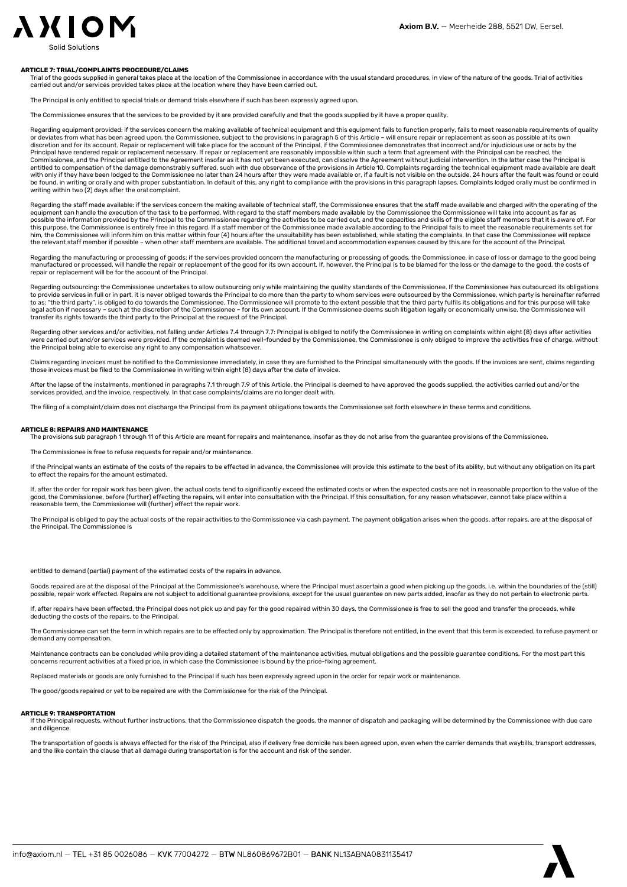**ARTICLE 7: TRIAL/COMPLAINTS PROCEDURE/CLAIMS**

Trial of the goods supplied in general takes place at the location of the Commissionee in accordance with the usual standard procedures, in view of the nature of the goods. Trial of activities carried out and/or services provided takes place at the location where they have been carried out.

The Principal is only entitled to special trials or demand trials elsewhere if such has been expressly agreed upon.

The Commissionee ensures that the services to be provided by it are provided carefully and that the goods supplied by it have a proper quality.

Regarding equipment provided: if the services concern the making available of technical equipment and this equipment fails to function properly, fails to meet reasonable requirements of quality or deviates from what has been agreed upon, the Commissionee, subject to the provisions in paragraph 5 of this Article – will ensure repair or replacement as soon as possible at its own discretion and for its account. Repair or replacement will take place for the account of the Principal, if the Commissionee demonstrates that incorrect and/or injudicious use or acts by the Principal have rendered repair or replacement necessary. If repair or replacement are reasonably impossible within such a term that agreement with the Principal can be reached, the Commissionee, and the Principal entitled to the Agreement insofar as it has not yet been executed, can dissolve the Agreement without judicial intervention. In the latter case the Principal is entitled to compensation of the damage demonstrably suffered, such with due observance of the provisions in Article 10. Complaints regarding the technical equipment made available are dealt with only if they have been lodged to the Commissionee no later than 24 hours after they were made available or, if a fault is not visible on the outside, 24 hours after the fault was found or could be found, in writing or orally and with proper substantiation. In default of this, any right to compliance with the provisions in this paragraph lapses. Complaints lodged orally must be confirmed in writing within two (2) days after the oral complaint.

Regarding the staff made available: if the services concern the making available of technical staff, the Commissionee ensures that the staff made available and charged with the operating of the equipment can handle the execution of the task to be performed. With regard to the staff members made available by the Commissionee the Commissionee will take into account as far as possible the information provided by the Principal to the Commissionee regarding the activities to be carried out, and the capacities and skills of the eligible staff members that it is aware of. For this purpose, the Commissionee is entirely free in this regard. If a staff member of the Commissionee made available according to the Principal fails to meet the reasonable requirements set for him, the Commissionee will inform him on this matter within four (4) hours after the unsuitability has been established, while stating the complaints. In that case the Commissionee will replace the relevant staff member if possible – when other staff members are available. The additional travel and accommodation expenses caused by this are for the account of the Principal.

Regarding the manufacturing or processing of goods: if the services provided concern the manufacturing or processing of goods, the Commissionee, in case of loss or damage to the good being manufactured or processed, will handle the repair or replacement of the good for its own account. If, however, the Principal is to be blamed for the loss or the damage to the good, the costs of repair or replacement will be for the account of the Principal.

Regarding outsourcing: the Commissionee undertakes to allow outsourcing only while maintaining the quality standards of the Commissionee. If the Commissionee has outsourced its obligations to provide services in full or in part, it is never obliged towards the Principal to do more than the party to whom services were outsourced by the Commissionee, which party is hereinafter referred to as: "the third party", is obliged to do towards the Commissionee. The Commissionee will promote to the extent possible that the third party fulfils its obligations and for this purpose will take legal action if necessary – such at the discretion of the Commissionee – for its own account. If the Commissionee deems such litigation legally or economically unwise, the Commissionee will transfer its rights towards the third party to the Principal at the request of the Principal.

Regarding other services and/or activities, not falling under Articles 7.4 through 7.7: Principal is obliged to notify the Commissionee in writing on complaints within eight (8) days after activities were carried out and/or services were provided. If the complaint is deemed well-founded by the Commissionee, the Commissionee is only obliged to improve the activities free of charge, without the Principal being able to exercise any right to any compensation whatsoever.

Claims regarding invoices must be notified to the Commissionee immediately, in case they are furnished to the Principal simultaneously with the goods. If the invoices are sent, claims regarding those invoices must be filed to the Commissionee in writing within eight (8) days after the date of invoice.

After the lapse of the instalments, mentioned in paragraphs 7.1 through 7.9 of this Article, the Principal is deemed to have approved the goods supplied, the activities carried out and/or the services provided, and the invoice, respectively. In that case complaints/claims are no longer dealt with.

The filing of a complaint/claim does not discharge the Principal from its payment obligations towards the Commissionee set forth elsewhere in these terms and conditions.

**ARTICLE 8: REPAIRS AND MAINTENANCE**

The provisions sub paragraph 1 through 11 of this Article are meant for repairs and maintenance, insofar as they do not arise from the guarantee provisions of the Commissionee.

The Commissionee is free to refuse requests for repair and/or maintenance.

If the Principal wants an estimate of the costs of the repairs to be effected in advance, the Commissionee will provide this estimate to the best of its ability, but without any obligation on its part to effect the repairs for the amount estimated.

If, after the order for repair work has been given, the actual costs tend to significantly exceed the estimated costs or when the expected costs are not in reasonable proportion to the value of the good, the Commissionee, before (further) effecting the repairs, will enter into consultation with the Principal. If this consultation, for any reason whatsoever, cannot take place within a reasonable term, the Commissionee will (further) effect the repair work.

The Principal is obliged to pay the actual costs of the repair activities to the Commissionee via cash payment. The payment obligation arises when the goods, after repairs, are at the disposal of the Principal. The Commissionee is entitled to demand (partial) payment of the estimated costs of the repairs in advance.

Goods repaired are at the disposal of the Principal at the Commissionee's warehouse, where the Principal must ascertain a good when picking up the goods, i.e. within the boundaries of the (still) possible, repair work effected. Repairs are not subject to additional guarantee provisions, except for the usual guarantee on new parts added, insofar as they do not pertain to electronic parts.

If, after repairs have been effected, the Principal does not pick up and pay for the good repaired within 30 days, the Commissionee is free to sell the good and transfer the proceeds, while deducting the costs of the repairs, to the Principal.

The Commissionee can set the term in which repairs are to be effected only by approximation. The Principal is therefore not entitled, in the event that this term is exceeded, to refuse payment or demand any compensation.

Maintenance contracts can be concluded while providing a detailed statement of the maintenance activities, mutual obligations and the possible guarantee conditions. For the most part this concerns recurrent activities at a fixed price, in which case the Commissionee is bound by the price-fixing agreement.

Replaced materials or goods are only furnished to the Principal if such has been expressly agreed upon in the order for repair work or maintenance.

The good/goods repaired or yet to be repaired are with the Commissionee for the risk of the Principal.

**ARTICLE 9: TRANSPORTATION**

If the Principal requests, without further instructions, that the Commissionee dispatch the goods, the manner of dispatch and packaging will be determined by the Commissionee with due care and diligence.

The transportation of goods is always effected for the risk of the Principal, also if delivery free domicile has been agreed upon, even when the carrier demands that waybills, transport addresses, and the like contain the clause that all damage during transportation is for the account and risk of the sender.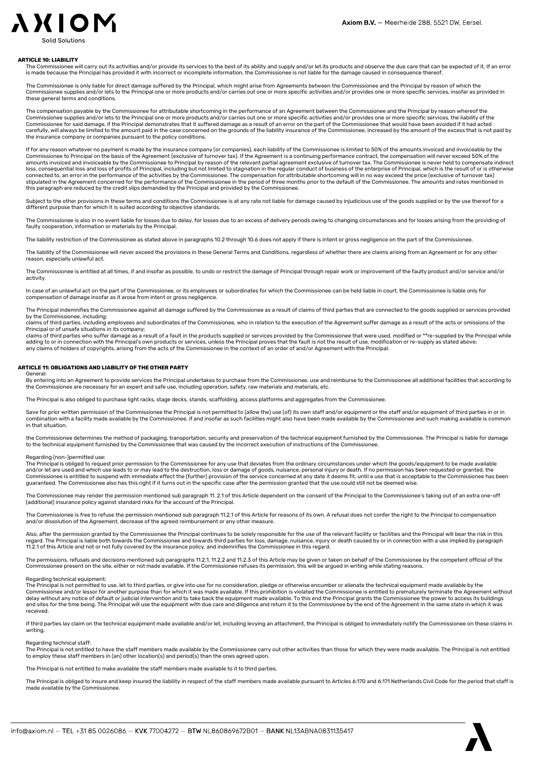### ARTICLE 10: LIABILITY

The Commissionee will carry out its activities and/or provide its services to the best of its ability and supply and/or let its products and observe the due care that can be expected of it. If an error is made because the Principal has provided it with incorrect or incomplete information, the Commissionee is not liable for the damage caused in consequence thereof.

The Commissionee is only liable for direct damage suffered by the Principal, which might arise from Agreements between the Commissionee and the Principal by reason of which the Commissionee supplies and/or lets to the Principal one or more products and/or carries out one or more specific activities and/or provides one or more specific services, insofar as provided in these general terms and conditions.

The compensation payable by the Commissionee for attributable shortcoming in the performance of an Agreement between the Commissionee and the Principal by reason whereof the Commissionee supplies and/or lets to the Principal one or more products and/or carries out one or more specific activities and/or provides one or more specific services, the liability of the Commissionee for said damage, if the Principal demonstrates that it suffered damage as a result of an error on the part of the Commissionee that would have been avoided if it had acted carefully, will always be limited to the amount paid in the case concerned on the grounds of the liability insurance of the Commissionee, increased by the amount of the excess that is not paid by the insurance company or companies pursuant to the policy conditions.

If for any reason whatever no payment is made by the insurance company (or companies), each liability of the Commissionee is limited to 50% of the amounts invoiced and invoiceable by the Commissionee to Principal on the basis of the Agreement (exclusive of turnover tax). If the Agreement is a continuing performance contract, the compensation will never exceed 50% of the amounts invoiced and invoiceable by the Commissionee to Principal by reason of the relevant partial agreement exclusive of turnover tax. The Commissionee is never held to compensate indirect loss, consequential loss and loss of profits of Principal, including but not limited to stagnation in the regular conduct of business of the enterprise of Principal, which is the result of or is otherwise connected to, an error in the performance of the activities by the Commissionee. The compensation for attributable shortcoming will in no way exceed the price (exclusive of turnover tax) stipulated in the Agreement concerned for the performance of the Commissionee in the period of three months prior to the default of the Commissionee. The amounts and rates mentioned in this paragraph are reduced by the credit slips demanded by the Principal and provided by the Commissionee.

Subject to the other provisions in these terms and conditions the Commissionee is at any rate not liable for damage caused by injudicious use of the goods supplied or by the use thereof for a different purpose than for which it is suited according to objective standards.

The Commissionee is also in no event liable for losses due to delay, for losses due to an excess of delivery periods owing to changing circumstances and for losses arising from the providing of faulty cooperation, information or materials by the Principal.

The liability restriction of the Commissionee as stated above in paragraphs 10.2 through 10.6 does not apply if there is intent or gross negligence on the part of the Commissionee.

The liability of the Commissionee will never exceed the provisions in these General Terms and Conditions, regardless of whether there are claims arising from an Agreement or for any other reason, especially unlawful act.

The Commissionee is entitled at all times, if and insofar as possible, to undo or restrict the damage of Principal through repair work or improvement of the faulty product and/or service and/or activity.

In case of an unlawful act on the part of the Commissionee, or its employees or subordinates for which the Commissionee can be held liable in court, the Commissionee is liable only for compensation of damage insofar as it arose from intent or gross negligence.

The Principal indemnifies the Commissionee against all damage suffered by the Commissionee as a result of claims of third parties that are connected to the goods supplied or services provided by the Commissionee, including:
claims of third parties, including employees and subordinates of the Commissionee, who in relation to the execution of the Agreement suffer damage as a result of the acts or omissions of the Principal or of unsafe situations in its company;
claims of third parties who suffer damage as a result of a fault in the products supplied or services provided by the Commissionee that were used, modified or **re-supplied by the Principal while adding to or in connection with the Principal's own products or services, unless the Principal proves that the fault is not the result of use, modification or re-supply as stated above;
any claims of holders of copyrights, arising from the acts of the Commissionee in the context of an order of and/or Agreement with the Principal.

### ARTICLE 11: OBLIGATIONS AND LIABILITY OF THE OTHER PARTY

General:
By entering into an Agreement to provide services the Principal undertakes to purchase from the Commissionee, use and reimburse to the Commissionee all additional facilities that according to the Commissionee are necessary for an expert and safe use, including operation, safety, raw materials and materials, etc.

The Principal is also obliged to purchase light racks, stage decks, stands, scaffolding, access platforms and aggregates from the Commissionee.

Save for prior written permission of the Commissionee the Principal is not permitted to (allow the) use (of) its own staff and/or equipment or the staff and/or equipment of third parties in or in combination with a facility made available by the Commissionee, if and insofar as such facilities might also have been made available by the Commissionee and such making available is common in that situation.

the Commissionee determines the method of packaging, transportation, security and preservation of the technical equipment furnished by the Commissionee. The Principal is liable for damage to the technical equipment furnished by the Commissionee that was caused by the incorrect execution of instructions of the Commissionee.

Regarding (non-)permitted use:
The Principal is obliged to request prior permission to the Commissionee for any use that deviates from the ordinary circumstances under which the goods/equipment to be made available and/or let are used and which use leads to or may lead to the destruction, loss or damage of goods, nuisance, personal injury or death. If no permission has been requested or granted, the Commissionee is entitled to suspend with immediate effect the (further) provision of the service concerned at any date it deems fit, until a use that is acceptable to the Commissionee has been guaranteed. The Commissionee also has this right if it turns out in the specific case after the permission granted that the use could still not be deemed wise.

The Commissionee may render the permission mentioned sub paragraph 11. 2.1 of this Article dependent on the consent of the Principal to the Commissionee's taking out of an extra one-off (additional) insurance policy against standard risks for the account of the Principal.

The Commissionee is free to refuse the permission mentioned sub paragraph 11.2.1 of this Article for reasons of its own. A refusal does not confer the right to the Principal to compensation and/or dissolution of the Agreement, decrease of the agreed reimbursement or any other measure.

Also, after the permission granted by the Commissionee the Principal continues to be solely responsible for the use of the relevant facility or facilities and the Principal will bear the risk in this regard. The Principal is liable both towards the Commissionee and towards third parties for loss, damage, nuisance, injury or death caused by or in connection with a use implied by paragraph 11.2.1 of this Article and not or not fully covered by the insurance policy, and indemnifies the Commissionee in this regard.

The permissions, refusals and decisions mentioned sub paragraphs 11.2.1, 11.2.2 and 11.2.3 of this Article may be given or taken on behalf of the Commissionee by the competent official of the Commissionee present on the site, either or not made available. If the Commissionee refuses its permission, this will be argued in writing while stating reasons.

Regarding technical equipment:
The Principal is not permitted to use, let to third parties, or give into use for no consideration, pledge or otherwise encumber or alienate the technical equipment made available by the Commissionee and/or lessor for another purpose than for which it was made available. If this prohibition is violated the Commissionee is entitled to prematurely terminate the Agreement without delay without any notice of default or judicial intervention and to take back the equipment made available. To this end the Principal grants the Commissionee the power to access its buildings and sites for the time being. The Principal will use the equipment with due care and diligence and return it to the Commissionee by the end of the Agreement in the same state in which it was received.

If third parties lay claim on the technical equipment made available and/or let, including levying an attachment, the Principal is obliged to immediately notify the Commissionee on these claims in writing.

Regarding technical staff:
The Principal is not entitled to have the staff members made available by the Commissionee carry out other activities than those for which they were made available. The Principal is not entitled to employ these staff members in (an) other location(s) and period(s) than the ones agreed upon.

The Principal is not entitled to make available the staff members made available to it to third parties.

The Principal is obliged to insure and keep insured the liability in respect of the staff members made available pursuant to Articles 6:170 and 6:171 Netherlands Civil Code for the period that staff is made available by the Commissionee.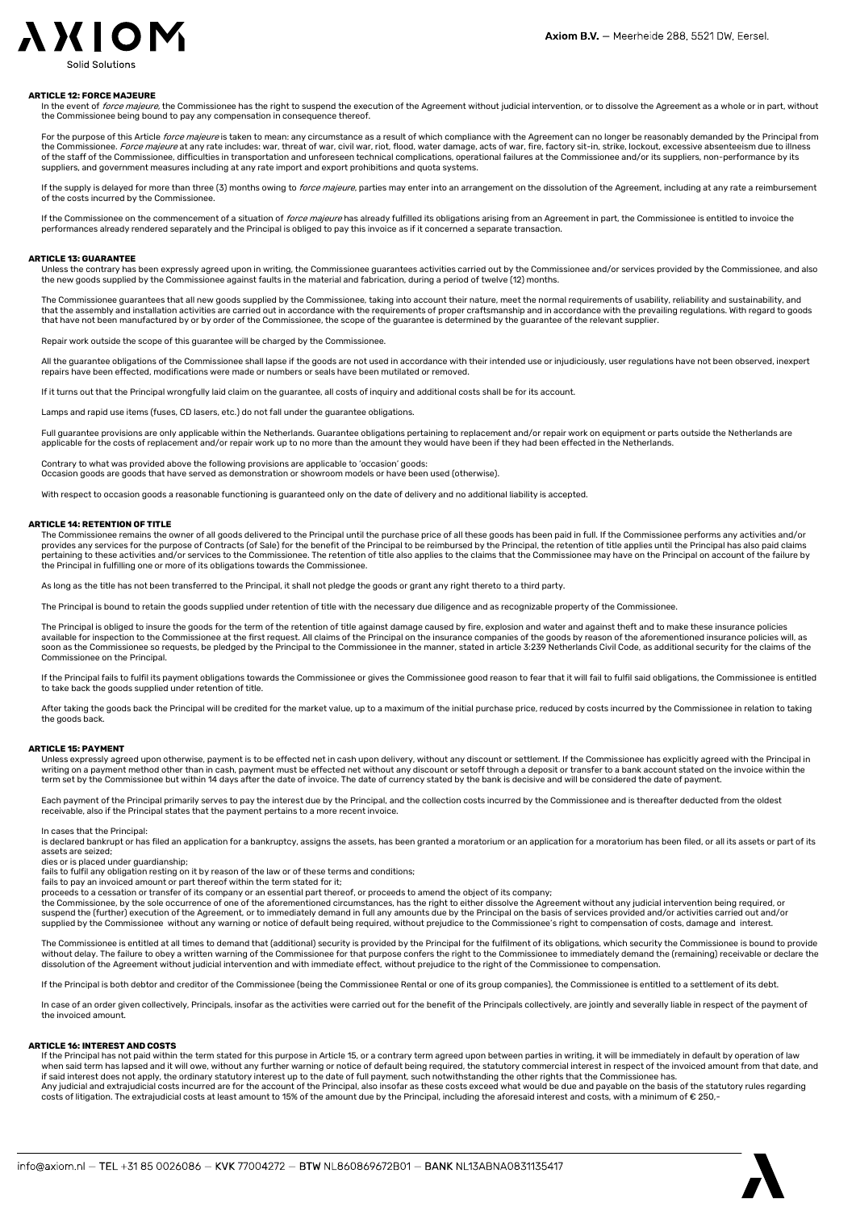## ARTICLE 12: FORCE MAJEURE

In the event of *force majeure*, the Commissionee has the right to suspend the execution of the Agreement without judicial intervention, or to dissolve the Agreement as a whole or in part, without the Commissionee being bound to pay any compensation in consequence thereof.

For the purpose of this Article *force majeure* is taken to mean: any circumstance as a result of which compliance with the Agreement can no longer be reasonably demanded by the Principal from the Commissionee. *Force majeure* at any rate includes: war, threat of war, civil war, riot, flood, water damage, acts of war, fire, factory sit-in, strike, lockout, excessive absenteeism due to illness of the staff of the Commissionee, difficulties in transportation and unforeseen technical complications, operational failures at the Commissionee and/or its suppliers, non-performance by its suppliers, and government measures including at any rate import and export prohibitions and quota systems.

If the supply is delayed for more than three (3) months owing to *force majeure*, parties may enter into an arrangement on the dissolution of the Agreement, including at any rate a reimbursement of the costs incurred by the Commissionee.

If the Commissionee on the commencement of a situation of *force majeure* has already fulfilled its obligations arising from an Agreement in part, the Commissionee is entitled to invoice the performances already rendered separately and the Principal is obliged to pay this invoice as if it concerned a separate transaction.

## ARTICLE 13: GUARANTEE

Unless the contrary has been expressly agreed upon in writing, the Commissionee guarantees activities carried out by the Commissionee and/or services provided by the Commissionee, and also the new goods supplied by the Commissionee against faults in the material and fabrication, during a period of twelve (12) months.

The Commissionee guarantees that all new goods supplied by the Commissionee, taking into account their nature, meet the normal requirements of usability, reliability and sustainability, and that the assembly and installation activities are carried out in accordance with the requirements of proper craftsmanship and in accordance with the prevailing regulations. With regard to goods that have not been manufactured by or by order of the Commissionee, the scope of the guarantee is determined by the guarantee of the relevant supplier.

Repair work outside the scope of this guarantee will be charged by the Commissionee.

All the guarantee obligations of the Commissionee shall lapse if the goods are not used in accordance with their intended use or injudiciously, user regulations have not been observed, inexpert repairs have been effected, modifications were made or numbers or seals have been mutilated or removed.

If it turns out that the Principal wrongfully laid claim on the guarantee, all costs of inquiry and additional costs shall be for its account.

Lamps and rapid use items (fuses, CD lasers, etc.) do not fall under the guarantee obligations.

Full guarantee provisions are only applicable within the Netherlands. Guarantee obligations pertaining to replacement and/or repair work on equipment or parts outside the Netherlands are applicable for the costs of replacement and/or repair work up to no more than the amount they would have been if they had been effected in the Netherlands.

Contrary to what was provided above the following provisions are applicable to 'occasion' goods:
Occasion goods are goods that have served as demonstration or showroom models or have been used (otherwise).

With respect to occasion goods a reasonable functioning is guaranteed only on the date of delivery and no additional liability is accepted.

## ARTICLE 14: RETENTION OF TITLE

The Commissionee remains the owner of all goods delivered to the Principal until the purchase price of all these goods has been paid in full. If the Commissionee performs any activities and/or provides any services for the purpose of Contracts (of Sale) for the benefit of the Principal to be reimbursed by the Principal, the retention of title applies until the Principal has also paid claims pertaining to these activities and/or services to the Commissionee. The retention of title also applies to the claims that the Commissionee may have on the Principal on account of the failure by the Principal in fulfilling one or more of its obligations towards the Commissionee.

As long as the title has not been transferred to the Principal, it shall not pledge the goods or grant any right thereto to a third party.

The Principal is bound to retain the goods supplied under retention of title with the necessary due diligence and as recognizable property of the Commissionee.

The Principal is obliged to insure the goods for the term of the retention of title against damage caused by fire, explosion and water and against theft and to make these insurance policies available for inspection to the Commissionee at the first request. All claims of the Principal on the insurance companies of the goods by reason of the aforementioned insurance policies will, as soon as the Commissionee so requests, be pledged by the Principal to the Commissionee in the manner, stated in article 3:239 Netherlands Civil Code, as additional security for the claims of the Commissionee on the Principal.

If the Principal fails to fulfil its payment obligations towards the Commissionee or gives the Commissionee good reason to fear that it will fail to fulfil said obligations, the Commissionee is entitled to take back the goods supplied under retention of title.

After taking the goods back the Principal will be credited for the market value, up to a maximum of the initial purchase price, reduced by costs incurred by the Commissionee in relation to taking the goods back.

## ARTICLE 15: PAYMENT

Unless expressly agreed upon otherwise, payment is to be effected net in cash upon delivery, without any discount or settlement. If the Commissionee has explicitly agreed with the Principal in writing on a payment method other than in cash, payment must be effected net without any discount or setoff through a deposit or transfer to a bank account stated on the invoice within the term set by the Commissionee but within 14 days after the date of invoice. The date of currency stated by the bank is decisive and will be considered the date of payment.

Each payment of the Principal primarily serves to pay the interest due by the Principal, and the collection costs incurred by the Commissionee and is thereafter deducted from the oldest receivable, also if the Principal states that the payment pertains to a more recent invoice.

In cases that the Principal:
is declared bankrupt or has filed an application for a bankruptcy, assigns the assets, has been granted a moratorium or an application for a moratorium has been filed, or all its assets or part of its assets are seized;
dies or is placed under guardianship;
fails to fulfil any obligation resting on it by reason of the law or of these terms and conditions;
fails to pay an invoiced amount or part thereof within the term stated for it;
proceeds to a cessation or transfer of its company or an essential part thereof, or proceeds to amend the object of its company;
the Commissionee, by the sole occurrence of one of the aforementioned circumstances, has the right to either dissolve the Agreement without any judicial intervention being required, or suspend the (further) execution of the Agreement, or to immediately demand in full any amounts due by the Principal on the basis of services provided and/or activities carried out and/or supplied by the Commissionee without any warning or notice of default being required, without prejudice to the Commissionee's right to compensation of costs, damage and interest.

The Commissionee is entitled at all times to demand that (additional) security is provided by the Principal for the fulfilment of its obligations, which security the Commissionee is bound to provide without delay. The failure to obey a written warning of the Commissionee for that purpose confers the right to the Commissionee to immediately demand the (remaining) receivable or declare the dissolution of the Agreement without judicial intervention and with immediate effect, without prejudice to the right of the Commissionee to compensation.

If the Principal is both debtor and creditor of the Commissionee (being the Commissionee Rental or one of its group companies), the Commissionee is entitled to a settlement of its debt.

In case of an order given collectively, Principals, insofar as the activities were carried out for the benefit of the Principals collectively, are jointly and severally liable in respect of the payment of the invoiced amount.

## ARTICLE 16: INTEREST AND COSTS

If the Principal has not paid within the term stated for this purpose in Article 15, or a contrary term agreed upon between parties in writing, it will be immediately in default by operation of law when said term has lapsed and it will owe, without any further warning or notice of default being required, the statutory commercial interest in respect of the invoiced amount from that date, and if said interest does not apply, the ordinary statutory interest up to the date of full payment, such notwithstanding the other rights that the Commissionee has.
Any judicial and extrajudicial costs incurred are for the account of the Principal, also insofar as these costs exceed what would be due and payable on the basis of the statutory rules regarding costs of litigation. The extrajudicial costs at least amount to 15% of the amount due by the Principal, including the aforesaid interest and costs, with a minimum of € 250,-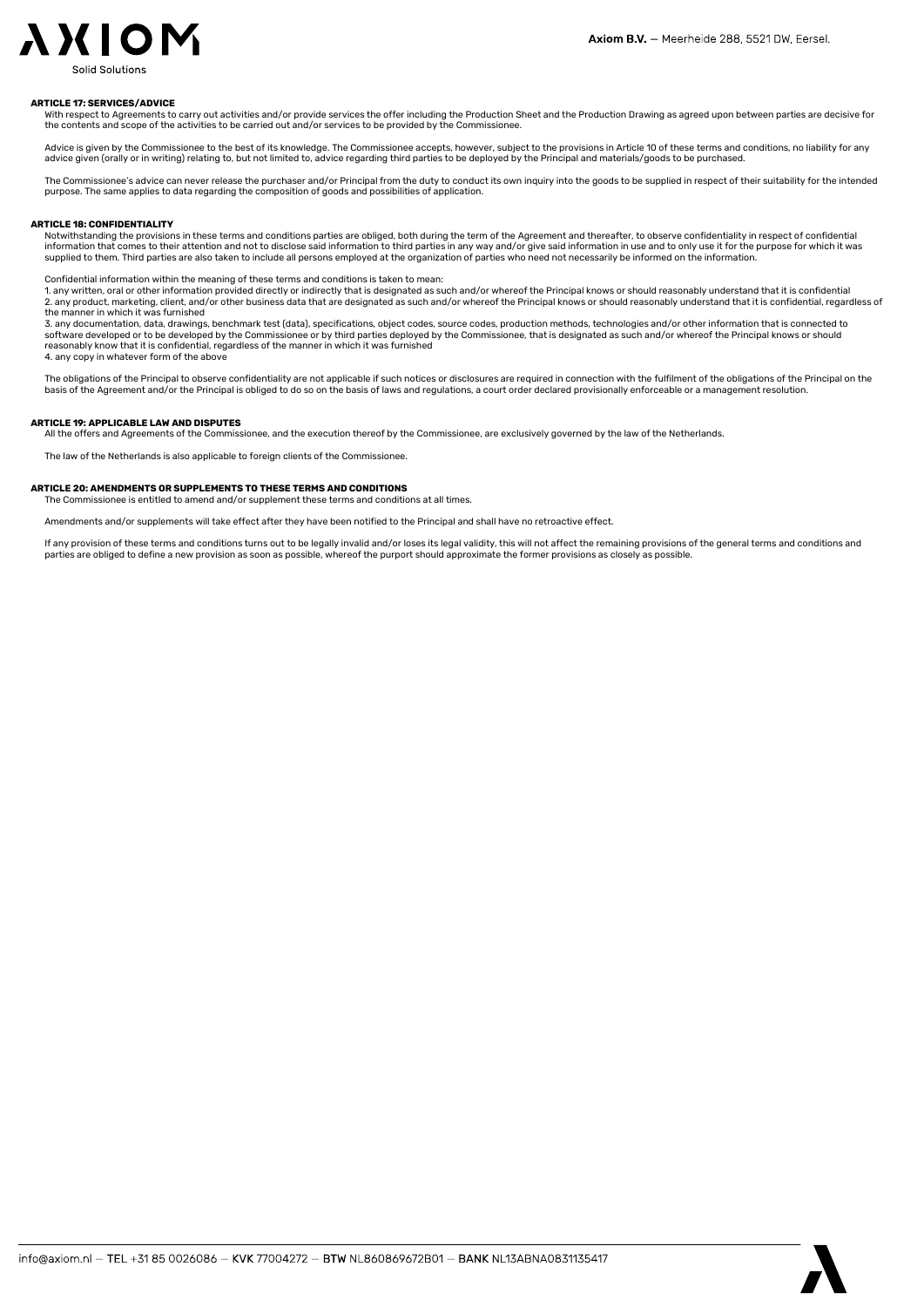## ARTICLE 17: SERVICES/ADVICE

With respect to Agreements to carry out activities and/or provide services the offer including the Production Sheet and the Production Drawing as agreed upon between parties are decisive for the contents and scope of the activities to be carried out and/or services to be provided by the Commissionee.

Advice is given by the Commissionee to the best of its knowledge. The Commissionee accepts, however, subject to the provisions in Article 10 of these terms and conditions, no liability for any advice given (orally or in writing) relating to, but not limited to, advice regarding third parties to be deployed by the Principal and materials/goods to be purchased.

The Commissionee's advice can never release the purchaser and/or Principal from the duty to conduct its own inquiry into the goods to be supplied in respect of their suitability for the intended purpose. The same applies to data regarding the composition of goods and possibilities of application.

## ARTICLE 18: CONFIDENTIALITY

Notwithstanding the provisions in these terms and conditions parties are obliged, both during the term of the Agreement and thereafter, to observe confidentiality in respect of confidential information that comes to their attention and not to disclose said information to third parties in any way and/or give said information in use and to only use it for the purpose for which it was supplied to them. Third parties are also taken to include all persons employed at the organization of parties who need not necessarily be informed on the information.

Confidential information within the meaning of these terms and conditions is taken to mean:

1. any written, oral or other information provided directly or indirectly that is designated as such and/or whereof the Principal knows or should reasonably understand that it is confidential
2. any product, marketing, client, and/or other business data that are designated as such and/or whereof the Principal knows or should reasonably understand that it is confidential, regardless of the manner in which it was furnished
3. any documentation, data, drawings, benchmark test (data), specifications, object codes, source codes, production methods, technologies and/or other information that is connected to software developed or to be developed by the Commissionee or by third parties deployed by the Commissionee, that is designated as such and/or whereof the Principal knows or should reasonably know that it is confidential, regardless of the manner in which it was furnished
4. any copy in whatever form of the above

The obligations of the Principal to observe confidentiality are not applicable if such notices or disclosures are required in connection with the fulfilment of the obligations of the Principal on the basis of the Agreement and/or the Principal is obliged to do so on the basis of laws and regulations, a court order declared provisionally enforceable or a management resolution.

## ARTICLE 19: APPLICABLE LAW AND DISPUTES

All the offers and Agreements of the Commissionee, and the execution thereof by the Commissionee, are exclusively governed by the law of the Netherlands.

The law of the Netherlands is also applicable to foreign clients of the Commissionee.

## ARTICLE 20: AMENDMENTS OR SUPPLEMENTS TO THESE TERMS AND CONDITIONS

The Commissionee is entitled to amend and/or supplement these terms and conditions at all times.

Amendments and/or supplements will take effect after they have been notified to the Principal and shall have no retroactive effect.

If any provision of these terms and conditions turns out to be legally invalid and/or loses its legal validity, this will not affect the remaining provisions of the general terms and conditions and parties are obliged to define a new provision as soon as possible, whereof the purport should approximate the former provisions as closely as possible.